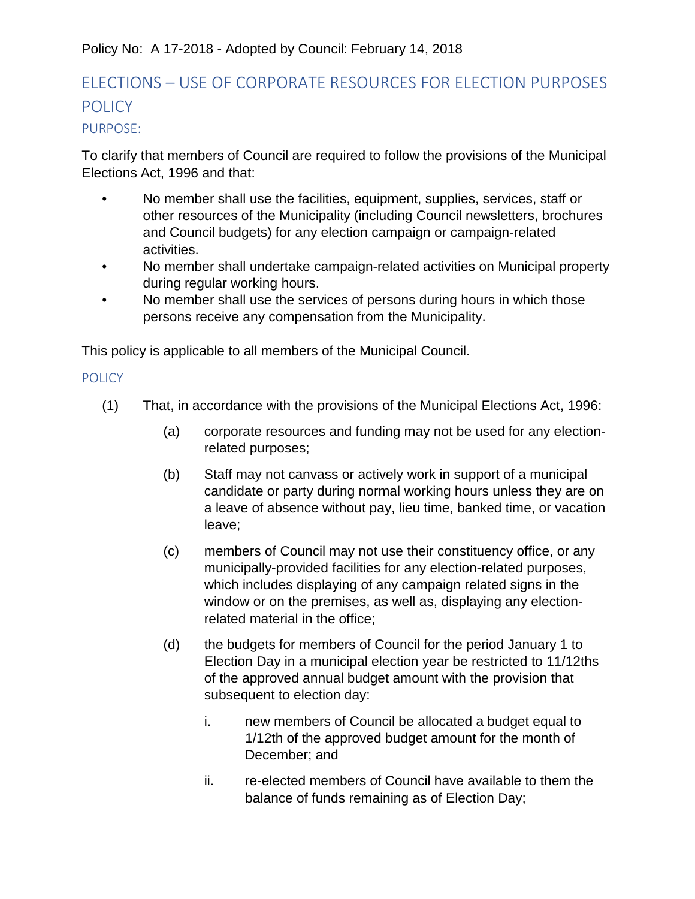Policy No: A 17-2018 - Adopted by Council: February 14, 2018

# ELECTIONS – USE OF CORPORATE RESOURCES FOR ELECTION PURPOSES POLICY

## PURPOSE:

To clarify that members of Council are required to follow the provisions of the Municipal Elections Act, 1996 and that:

- No member shall use the facilities, equipment, supplies, services, staff or other resources of the Municipality (including Council newsletters, brochures and Council budgets) for any election campaign or campaign-related activities.
- No member shall undertake campaign-related activities on Municipal property during regular working hours.
- No member shall use the services of persons during hours in which those persons receive any compensation from the Municipality.

This policy is applicable to all members of the Municipal Council.

## POLICY

(1) That, in accordance with the provisions of the Municipal Elections Act, 1996:

   (a) corporate resources and funding may not be used for any election-related purposes;

   (b) Staff may not canvass or actively work in support of a municipal candidate or party during normal working hours unless they are on a leave of absence without pay, lieu time, banked time, or vacation leave;

   (c) members of Council may not use their constituency office, or any municipally-provided facilities for any election-related purposes, which includes displaying of any campaign related signs in the window or on the premises, as well as, displaying any election-related material in the office;

   (d) the budgets for members of Council for the period January 1 to Election Day in a municipal election year be restricted to 11/12ths of the approved annual budget amount with the provision that subsequent to election day:

      i. new members of Council be allocated a budget equal to 1/12th of the approved budget amount for the month of December; and

      ii. re-elected members of Council have available to them the balance of funds remaining as of Election Day;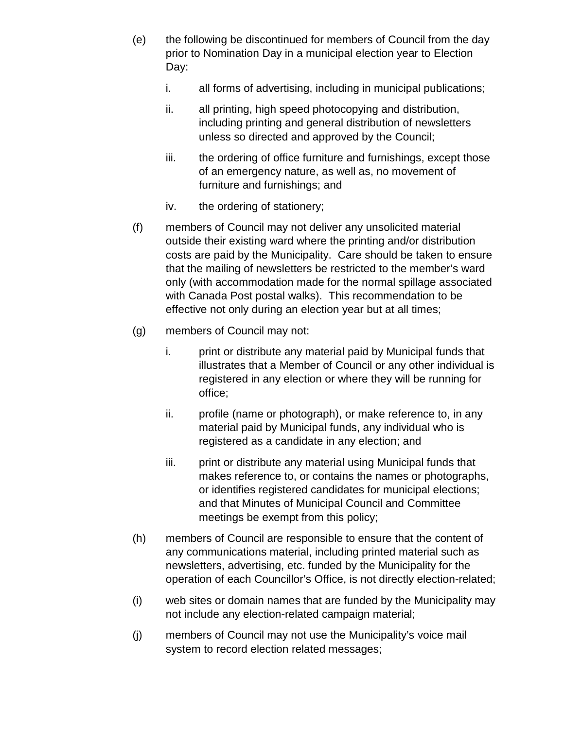(e) the following be discontinued for members of Council from the day prior to Nomination Day in a municipal election year to Election Day:

   i. all forms of advertising, including in municipal publications;

   ii. all printing, high speed photocopying and distribution, including printing and general distribution of newsletters unless so directed and approved by the Council;

   iii. the ordering of office furniture and furnishings, except those of an emergency nature, as well as, no movement of furniture and furnishings; and

   iv. the ordering of stationery;

(f) members of Council may not deliver any unsolicited material outside their existing ward where the printing and/or distribution costs are paid by the Municipality. Care should be taken to ensure that the mailing of newsletters be restricted to the member's ward only (with accommodation made for the normal spillage associated with Canada Post postal walks). This recommendation to be effective not only during an election year but at all times;

(g) members of Council may not:

   i. print or distribute any material paid by Municipal funds that illustrates that a Member of Council or any other individual is registered in any election or where they will be running for office;

   ii. profile (name or photograph), or make reference to, in any material paid by Municipal funds, any individual who is registered as a candidate in any election; and

   iii. print or distribute any material using Municipal funds that makes reference to, or contains the names or photographs, or identifies registered candidates for municipal elections; and that Minutes of Municipal Council and Committee meetings be exempt from this policy;

(h) members of Council are responsible to ensure that the content of any communications material, including printed material such as newsletters, advertising, etc. funded by the Municipality for the operation of each Councillor's Office, is not directly election-related;

(i) web sites or domain names that are funded by the Municipality may not include any election-related campaign material;

(j) members of Council may not use the Municipality's voice mail system to record election related messages;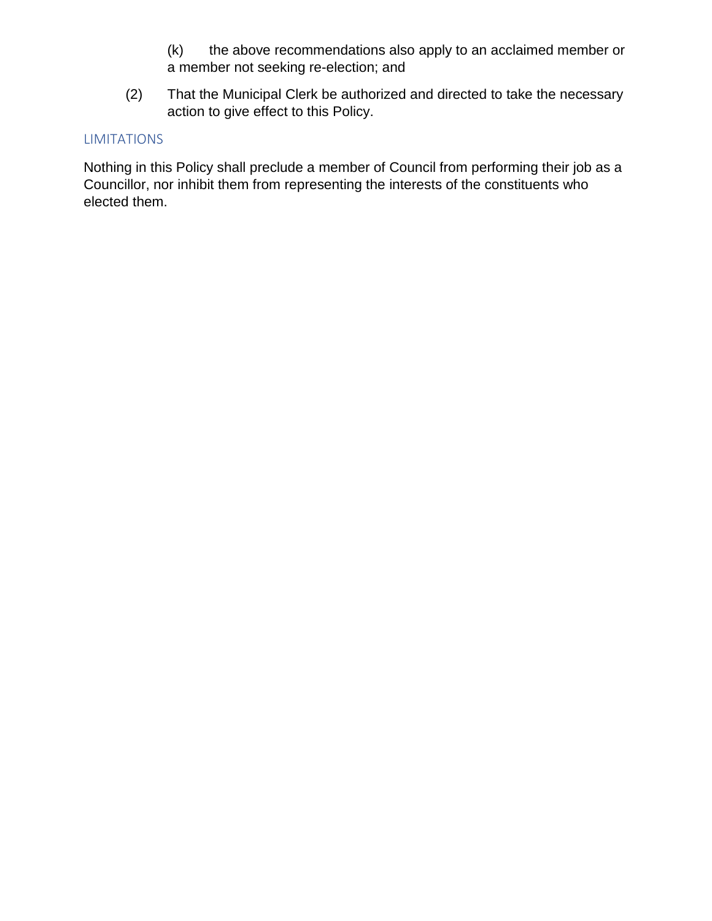(k) the above recommendations also apply to an acclaimed member or a member not seeking re-election; and

(2) That the Municipal Clerk be authorized and directed to take the necessary action to give effect to this Policy.

## LIMITATIONS

Nothing in this Policy shall preclude a member of Council from performing their job as a Councillor, nor inhibit them from representing the interests of the constituents who elected them.